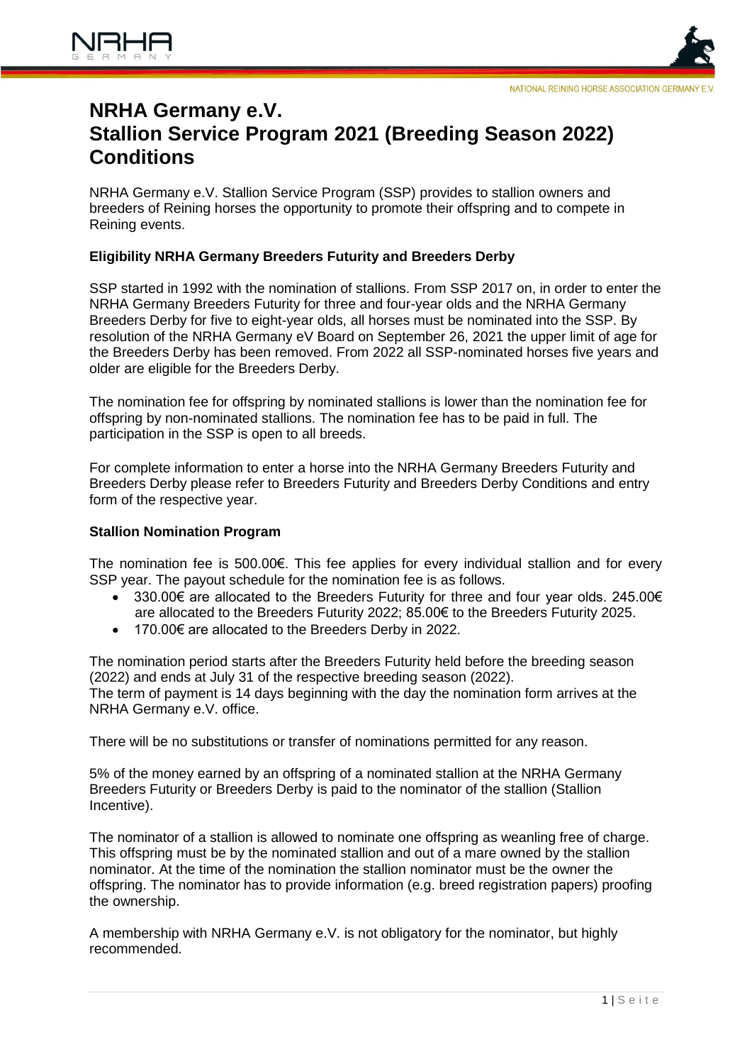# NRHA Germany e.V.
# Stallion Service Program 2021 (Breeding Season 2022) Conditions

NRHA Germany e.V. Stallion Service Program (SSP) provides to stallion owners and breeders of Reining horses the opportunity to promote their offspring and to compete in Reining events.

### Eligibility NRHA Germany Breeders Futurity and Breeders Derby

SSP started in 1992 with the nomination of stallions. From SSP 2017 on, in order to enter the NRHA Germany Breeders Futurity for three and four-year olds and the NRHA Germany Breeders Derby for five to eight-year olds, all horses must be nominated into the SSP. By resolution of the NRHA Germany eV Board on September 26, 2021 the upper limit of age for the Breeders Derby has been removed. From 2022 all SSP-nominated horses five years and older are eligible for the Breeders Derby.

The nomination fee for offspring by nominated stallions is lower than the nomination fee for offspring by non-nominated stallions. The nomination fee has to be paid in full. The participation in the SSP is open to all breeds.

For complete information to enter a horse into the NRHA Germany Breeders Futurity and Breeders Derby please refer to Breeders Futurity and Breeders Derby Conditions and entry form of the respective year.

### Stallion Nomination Program

The nomination fee is 500.00€. This fee applies for every individual stallion and for every SSP year. The payout schedule for the nomination fee is as follows.

- 330.00€ are allocated to the Breeders Futurity for three and four year olds. 245.00€ are allocated to the Breeders Futurity 2022; 85.00€ to the Breeders Futurity 2025.
- 170.00€ are allocated to the Breeders Derby in 2022.

The nomination period starts after the Breeders Futurity held before the breeding season (2022) and ends at July 31 of the respective breeding season (2022).
The term of payment is 14 days beginning with the day the nomination form arrives at the NRHA Germany e.V. office.

There will be no substitutions or transfer of nominations permitted for any reason.

5% of the money earned by an offspring of a nominated stallion at the NRHA Germany Breeders Futurity or Breeders Derby is paid to the nominator of the stallion (Stallion Incentive).

The nominator of a stallion is allowed to nominate one offspring as weanling free of charge. This offspring must be by the nominated stallion and out of a mare owned by the stallion nominator. At the time of the nomination the stallion nominator must be the owner the offspring. The nominator has to provide information (e.g. breed registration papers) proofing the ownership.

A membership with NRHA Germany e.V. is not obligatory for the nominator, but highly recommended.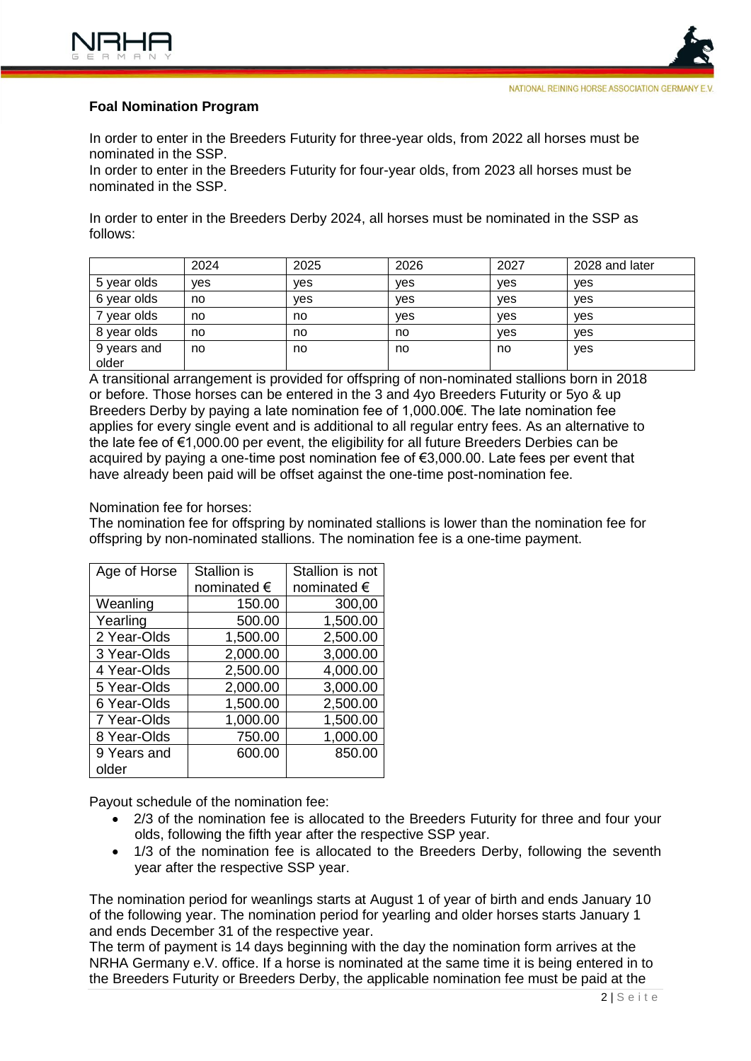**Foal Nomination Program**

In order to enter in the Breeders Futurity for three-year olds, from 2022 all horses must be nominated in the SSP.
In order to enter in the Breeders Futurity for four-year olds, from 2023 all horses must be nominated in the SSP.

In order to enter in the Breeders Derby 2024, all horses must be nominated in the SSP as follows:

| | 2024 | 2025 | 2026 | 2027 | 2028 and later |
|---|---|---|---|---|---|
| 5 year olds | yes | yes | yes | yes | yes |
| 6 year olds | no | yes | yes | yes | yes |
| 7 year olds | no | no | yes | yes | yes |
| 8 year olds | no | no | no | yes | yes |
| 9 years and older | no | no | no | no | yes |

A transitional arrangement is provided for offspring of non-nominated stallions born in 2018 or before. Those horses can be entered in the 3 and 4yo Breeders Futurity or 5yo & up Breeders Derby by paying a late nomination fee of 1,000.00€. The late nomination fee applies for every single event and is additional to all regular entry fees. As an alternative to the late fee of €1,000.00 per event, the eligibility for all future Breeders Derbies can be acquired by paying a one-time post nomination fee of €3,000.00. Late fees per event that have already been paid will be offset against the one-time post-nomination fee.

Nomination fee for horses:
The nomination fee for offspring by nominated stallions is lower than the nomination fee for offspring by non-nominated stallions. The nomination fee is a one-time payment.

| Age of Horse | Stallion is nominated € | Stallion is not nominated € |
|---|---|---|
| Weanling | 150.00 | 300,00 |
| Yearling | 500.00 | 1,500.00 |
| 2 Year-Olds | 1,500.00 | 2,500.00 |
| 3 Year-Olds | 2,000.00 | 3,000.00 |
| 4 Year-Olds | 2,500.00 | 4,000.00 |
| 5 Year-Olds | 2,000.00 | 3,000.00 |
| 6 Year-Olds | 1,500.00 | 2,500.00 |
| 7 Year-Olds | 1,000.00 | 1,500.00 |
| 8 Year-Olds | 750.00 | 1,000.00 |
| 9 Years and older | 600.00 | 850.00 |

Payout schedule of the nomination fee:

- 2/3 of the nomination fee is allocated to the Breeders Futurity for three and four your olds, following the fifth year after the respective SSP year.
- 1/3 of the nomination fee is allocated to the Breeders Derby, following the seventh year after the respective SSP year.

The nomination period for weanlings starts at August 1 of year of birth and ends January 10 of the following year. The nomination period for yearling and older horses starts January 1 and ends December 31 of the respective year.
The term of payment is 14 days beginning with the day the nomination form arrives at the NRHA Germany e.V. office. If a horse is nominated at the same time it is being entered in to the Breeders Futurity or Breeders Derby, the applicable nomination fee must be paid at the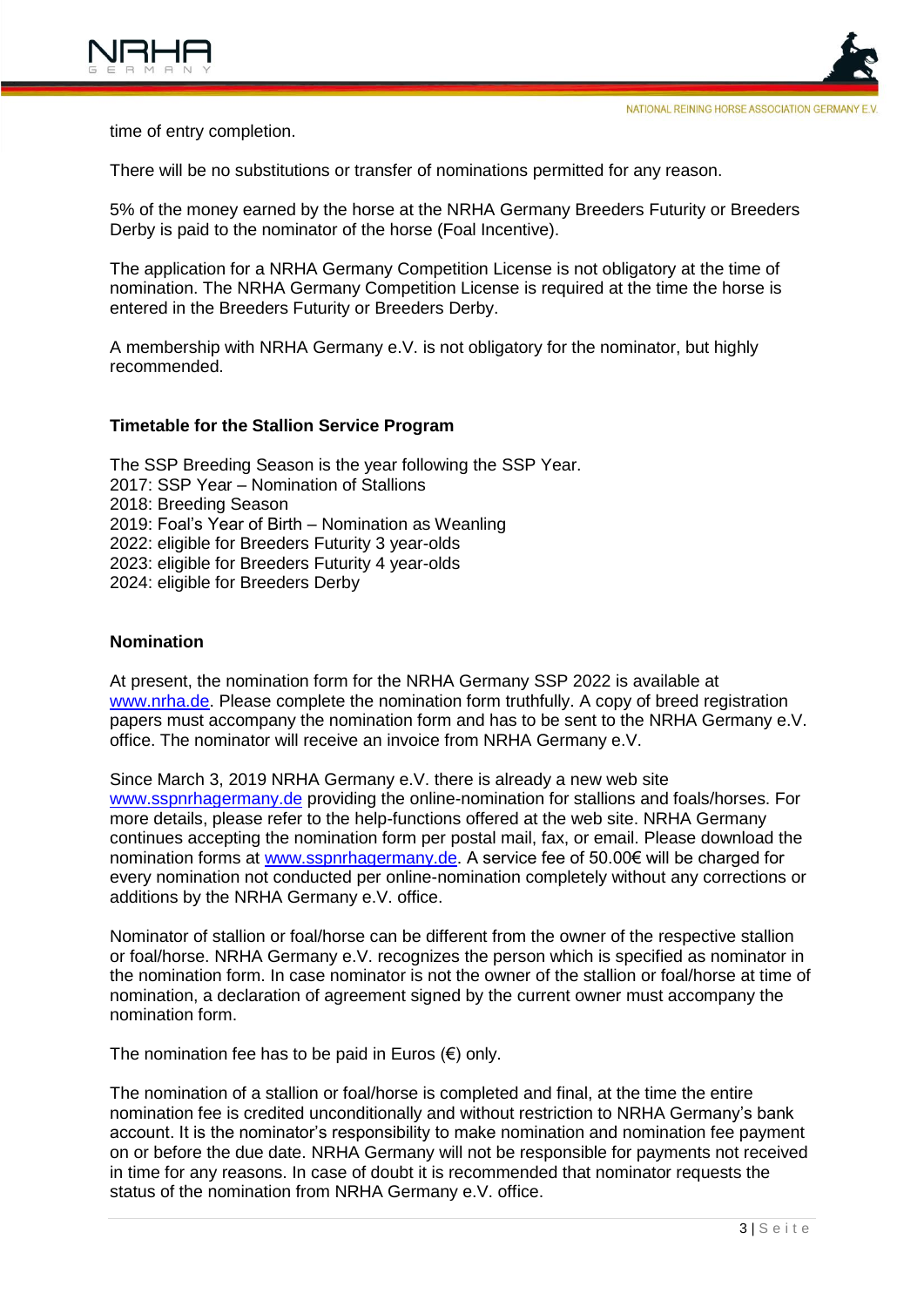time of entry completion.

There will be no substitutions or transfer of nominations permitted for any reason.

5% of the money earned by the horse at the NRHA Germany Breeders Futurity or Breeders Derby is paid to the nominator of the horse (Foal Incentive).

The application for a NRHA Germany Competition License is not obligatory at the time of nomination. The NRHA Germany Competition License is required at the time the horse is entered in the Breeders Futurity or Breeders Derby.

A membership with NRHA Germany e.V. is not obligatory for the nominator, but highly recommended.

### Timetable for the Stallion Service Program

The SSP Breeding Season is the year following the SSP Year.
2017: SSP Year – Nomination of Stallions
2018: Breeding Season
2019: Foal's Year of Birth – Nomination as Weanling
2022: eligible for Breeders Futurity 3 year-olds
2023: eligible for Breeders Futurity 4 year-olds
2024: eligible for Breeders Derby

### Nomination

At present, the nomination form for the NRHA Germany SSP 2022 is available at www.nrha.de. Please complete the nomination form truthfully. A copy of breed registration papers must accompany the nomination form and has to be sent to the NRHA Germany e.V. office. The nominator will receive an invoice from NRHA Germany e.V.

Since March 3, 2019 NRHA Germany e.V. there is already a new web site www.sspnrhagermany.de providing the online-nomination for stallions and foals/horses. For more details, please refer to the help-functions offered at the web site. NRHA Germany continues accepting the nomination form per postal mail, fax, or email. Please download the nomination forms at www.sspnrhagermany.de. A service fee of 50.00€ will be charged for every nomination not conducted per online-nomination completely without any corrections or additions by the NRHA Germany e.V. office.

Nominator of stallion or foal/horse can be different from the owner of the respective stallion or foal/horse. NRHA Germany e.V. recognizes the person which is specified as nominator in the nomination form. In case nominator is not the owner of the stallion or foal/horse at time of nomination, a declaration of agreement signed by the current owner must accompany the nomination form.

The nomination fee has to be paid in Euros (€) only.

The nomination of a stallion or foal/horse is completed and final, at the time the entire nomination fee is credited unconditionally and without restriction to NRHA Germany's bank account. It is the nominator's responsibility to make nomination and nomination fee payment on or before the due date. NRHA Germany will not be responsible for payments not received in time for any reasons. In case of doubt it is recommended that nominator requests the status of the nomination from NRHA Germany e.V. office.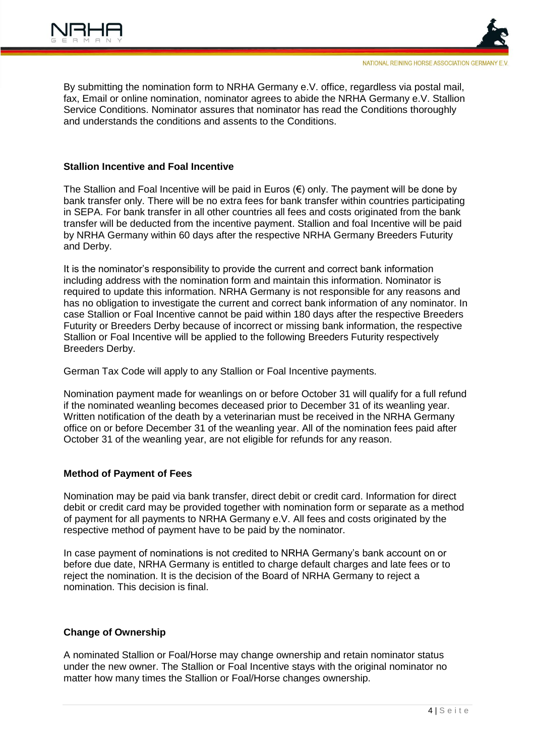By submitting the nomination form to NRHA Germany e.V. office, regardless via postal mail, fax, Email or online nomination, nominator agrees to abide the NRHA Germany e.V. Stallion Service Conditions. Nominator assures that nominator has read the Conditions thoroughly and understands the conditions and assents to the Conditions.

**Stallion Incentive and Foal Incentive**

The Stallion and Foal Incentive will be paid in Euros (€) only. The payment will be done by bank transfer only. There will be no extra fees for bank transfer within countries participating in SEPA. For bank transfer in all other countries all fees and costs originated from the bank transfer will be deducted from the incentive payment. Stallion and foal Incentive will be paid by NRHA Germany within 60 days after the respective NRHA Germany Breeders Futurity and Derby.

It is the nominator's responsibility to provide the current and correct bank information including address with the nomination form and maintain this information. Nominator is required to update this information. NRHA Germany is not responsible for any reasons and has no obligation to investigate the current and correct bank information of any nominator. In case Stallion or Foal Incentive cannot be paid within 180 days after the respective Breeders Futurity or Breeders Derby because of incorrect or missing bank information, the respective Stallion or Foal Incentive will be applied to the following Breeders Futurity respectively Breeders Derby.

German Tax Code will apply to any Stallion or Foal Incentive payments.

Nomination payment made for weanlings on or before October 31 will qualify for a full refund if the nominated weanling becomes deceased prior to December 31 of its weanling year. Written notification of the death by a veterinarian must be received in the NRHA Germany office on or before December 31 of the weanling year. All of the nomination fees paid after October 31 of the weanling year, are not eligible for refunds for any reason.

**Method of Payment of Fees**

Nomination may be paid via bank transfer, direct debit or credit card. Information for direct debit or credit card may be provided together with nomination form or separate as a method of payment for all payments to NRHA Germany e.V. All fees and costs originated by the respective method of payment have to be paid by the nominator.

In case payment of nominations is not credited to NRHA Germany's bank account on or before due date, NRHA Germany is entitled to charge default charges and late fees or to reject the nomination. It is the decision of the Board of NRHA Germany to reject a nomination. This decision is final.

**Change of Ownership**

A nominated Stallion or Foal/Horse may change ownership and retain nominator status under the new owner. The Stallion or Foal Incentive stays with the original nominator no matter how many times the Stallion or Foal/Horse changes ownership.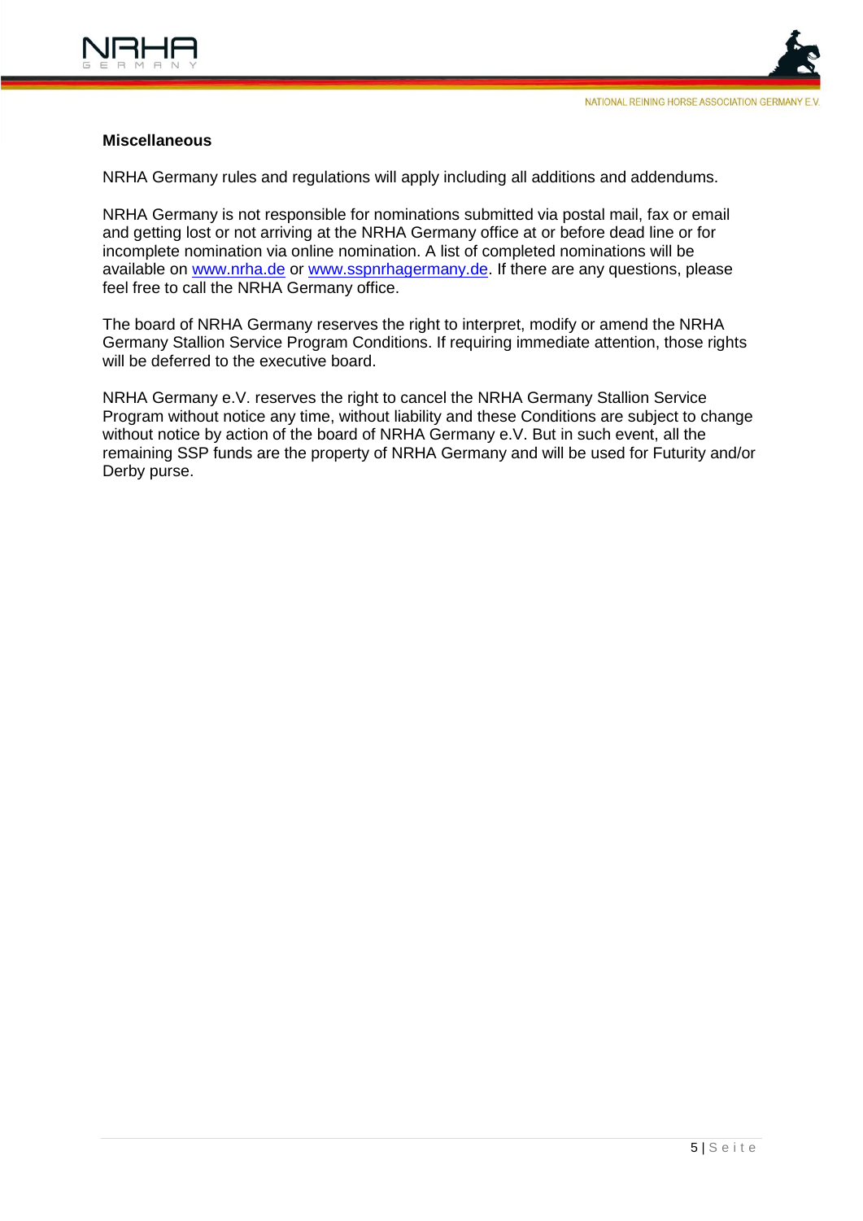**Miscellaneous**

NRHA Germany rules and regulations will apply including all additions and addendums.

NRHA Germany is not responsible for nominations submitted via postal mail, fax or email and getting lost or not arriving at the NRHA Germany office at or before dead line or for incomplete nomination via online nomination. A list of completed nominations will be available on [www.nrha.de](http://www.nrha.de) or [www.sspnrhagermany.de](http://www.sspnrhagermany.de). If there are any questions, please feel free to call the NRHA Germany office.

The board of NRHA Germany reserves the right to interpret, modify or amend the NRHA Germany Stallion Service Program Conditions. If requiring immediate attention, those rights will be deferred to the executive board.

NRHA Germany e.V. reserves the right to cancel the NRHA Germany Stallion Service Program without notice any time, without liability and these Conditions are subject to change without notice by action of the board of NRHA Germany e.V. But in such event, all the remaining SSP funds are the property of NRHA Germany and will be used for Futurity and/or Derby purse.